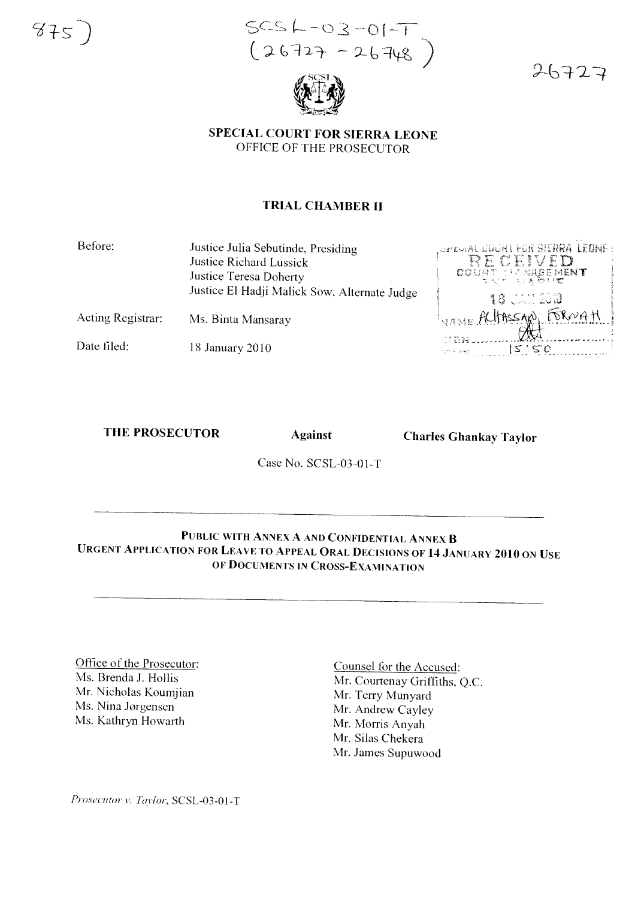875)

SCSL-03-01-T
(26727 - 26748)

26727

**SPECIAL COURT FOR SIERRA LEONE**
OFFICE OF THE PROSECUTOR

**TRIAL CHAMBER II**

| | |
|---|---|
| Before: | Justice Julia Sebutinde, Presiding<br>Justice Richard Lussick<br>Justice Teresa Doherty<br>Justice El Hadji Malick Sow, Alternate Judge |
| Acting Registrar: | Ms. Binta Mansaray |
| Date filed: | 18 January 2010 |

SPECIAL COURT FOR SIERRA LEONE
RECEIVED
COURT MANAGEMENT
18 JAN 2010
NAME ALHASSAN FORNAH
15:50

**THE PROSECUTOR** **Against** **Charles Ghankay Taylor**

Case No. SCSL-03-01-T

---

**PUBLIC WITH ANNEX A AND CONFIDENTIAL ANNEX B**
**URGENT APPLICATION FOR LEAVE TO APPEAL ORAL DECISIONS OF 14 JANUARY 2010 ON USE OF DOCUMENTS IN CROSS-EXAMINATION**

---

Office of the Prosecutor:
Ms. Brenda J. Hollis
Mr. Nicholas Koumjian
Ms. Nina Jørgensen
Ms. Kathryn Howarth

Counsel for the Accused:
Mr. Courtenay Griffiths, Q.C.
Mr. Terry Munyard
Mr. Andrew Cayley
Mr. Morris Anyah
Mr. Silas Chekera
Mr. James Supuwood

*Prosecutor v. Taylor*, SCSL-03-01-T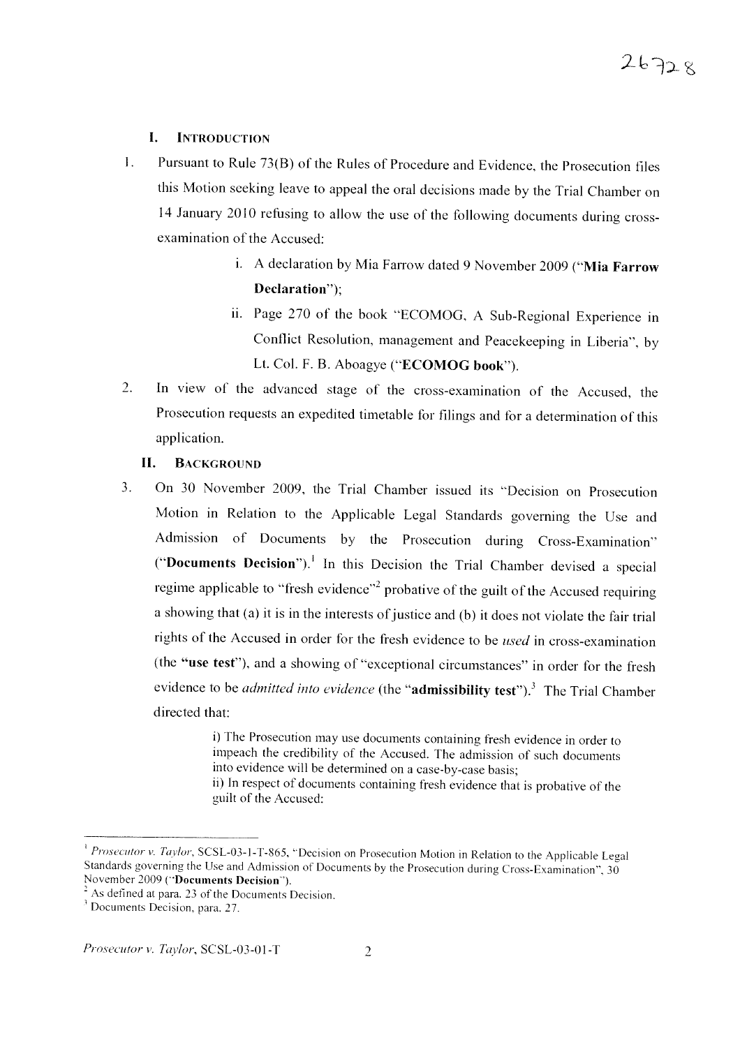## I. INTRODUCTION

1. Pursuant to Rule 73(B) of the Rules of Procedure and Evidence, the Prosecution files this Motion seeking leave to appeal the oral decisions made by the Trial Chamber on 14 January 2010 refusing to allow the use of the following documents during cross-examination of the Accused:

   i. A declaration by Mia Farrow dated 9 November 2009 ("**Mia Farrow Declaration**");

   ii. Page 270 of the book "ECOMOG, A Sub-Regional Experience in Conflict Resolution, management and Peacekeeping in Liberia", by Lt. Col. F. B. Aboagye ("**ECOMOG book**").

2. In view of the advanced stage of the cross-examination of the Accused, the Prosecution requests an expedited timetable for filings and for a determination of this application.

## II. BACKGROUND

3. On 30 November 2009, the Trial Chamber issued its "Decision on Prosecution Motion in Relation to the Applicable Legal Standards governing the Use and Admission of Documents by the Prosecution during Cross-Examination" ("**Documents Decision**").[1] In this Decision the Trial Chamber devised a special regime applicable to "fresh evidence"[2] probative of the guilt of the Accused requiring a showing that (a) it is in the interests of justice and (b) it does not violate the fair trial rights of the Accused in order for the fresh evidence to be *used* in cross-examination (the "**use test**"), and a showing of "exceptional circumstances" in order for the fresh evidence to be *admitted into evidence* (the "**admissibility test**").[3] The Trial Chamber directed that:

> i) The Prosecution may use documents containing fresh evidence in order to impeach the credibility of the Accused. The admission of such documents into evidence will be determined on a case-by-case basis;
> ii) In respect of documents containing fresh evidence that is probative of the guilt of the Accused:

---

[1] *Prosecutor v. Taylor*, SCSL-03-1-T-865, "Decision on Prosecution Motion in Relation to the Applicable Legal Standards governing the Use and Admission of Documents by the Prosecution during Cross-Examination", 30 November 2009 ("**Documents Decision**").

[2] As defined at para. 23 of the Documents Decision.

[3] Documents Decision, para. 27.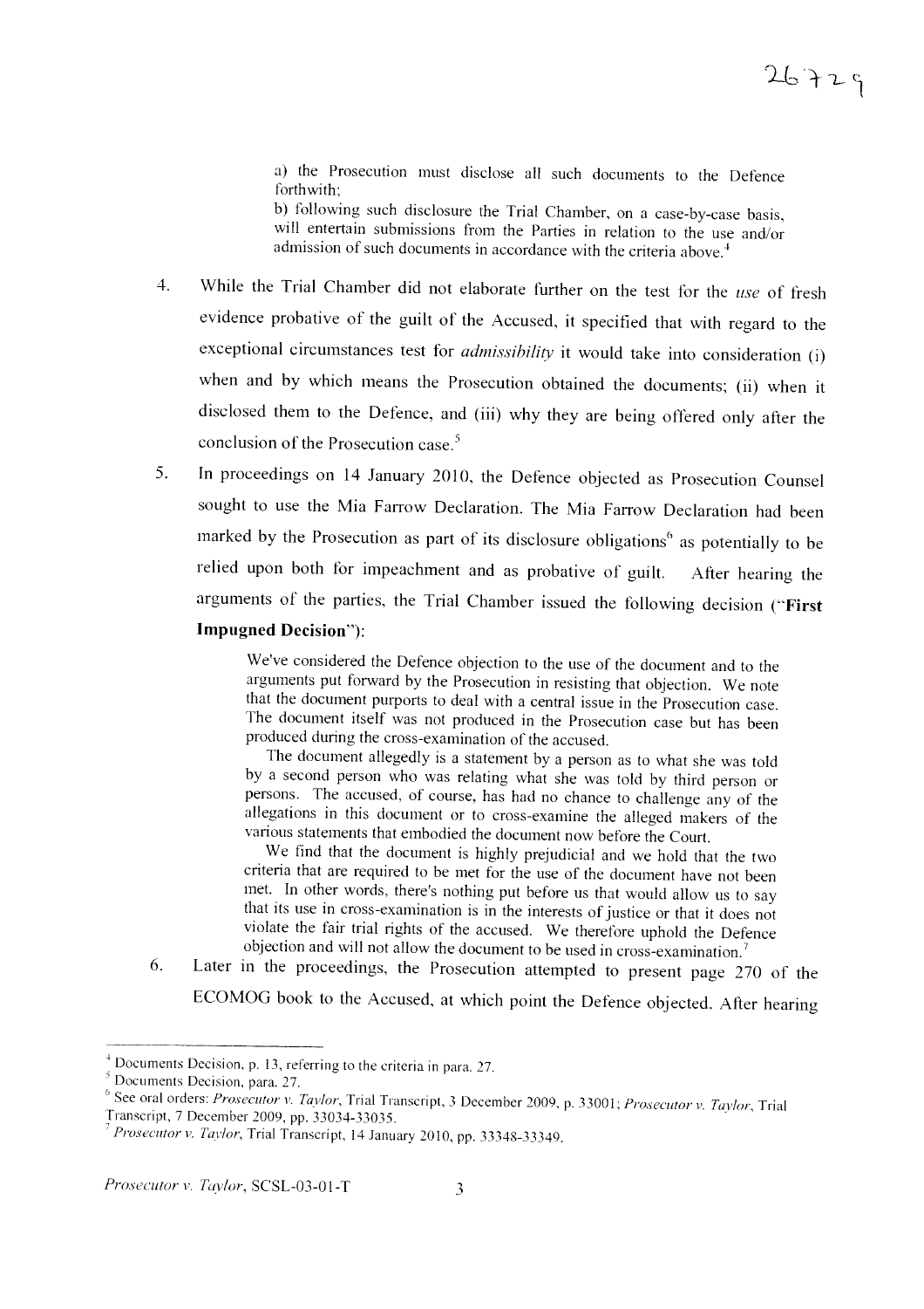a) the Prosecution must disclose all such documents to the Defence forthwith;

b) following such disclosure the Trial Chamber, on a case-by-case basis, will entertain submissions from the Parties in relation to the use and/or admission of such documents in accordance with the criteria above.[4]

4. While the Trial Chamber did not elaborate further on the test for the *use* of fresh evidence probative of the guilt of the Accused, it specified that with regard to the exceptional circumstances test for *admissibility* it would take into consideration (i) when and by which means the Prosecution obtained the documents; (ii) when it disclosed them to the Defence, and (iii) why they are being offered only after the conclusion of the Prosecution case.[5]

5. In proceedings on 14 January 2010, the Defence objected as Prosecution Counsel sought to use the Mia Farrow Declaration. The Mia Farrow Declaration had been marked by the Prosecution as part of its disclosure obligations[6] as potentially to be relied upon both for impeachment and as probative of guilt. After hearing the arguments of the parties, the Trial Chamber issued the following decision ("**First Impugned Decision**"):

> We've considered the Defence objection to the use of the document and to the arguments put forward by the Prosecution in resisting that objection. We note that the document purports to deal with a central issue in the Prosecution case. The document itself was not produced in the Prosecution case but has been produced during the cross-examination of the accused.
>
> The document allegedly is a statement by a person as to what she was told by a second person who was relating what she was told by third person or persons. The accused, of course, has had no chance to challenge any of the allegations in this document or to cross-examine the alleged makers of the various statements that embodied the document now before the Court.
>
> We find that the document is highly prejudicial and we hold that the two criteria that are required to be met for the use of the document have not been met. In other words, there's nothing put before us that would allow us to say that its use in cross-examination is in the interests of justice or that it does not violate the fair trial rights of the accused. We therefore uphold the Defence objection and will not allow the document to be used in cross-examination.[7]

6. Later in the proceedings, the Prosecution attempted to present page 270 of the ECOMOG book to the Accused, at which point the Defence objected. After hearing

---

[4] Documents Decision, p. 13, referring to the criteria in para. 27.

[5] Documents Decision, para. 27.

[6] See oral orders: *Prosecutor v. Taylor*, Trial Transcript, 3 December 2009, p. 33001; *Prosecutor v. Taylor*, Trial Transcript, 7 December 2009, pp. 33034-33035.

[7] *Prosecutor v. Taylor*, Trial Transcript, 14 January 2010, pp. 33348-33349.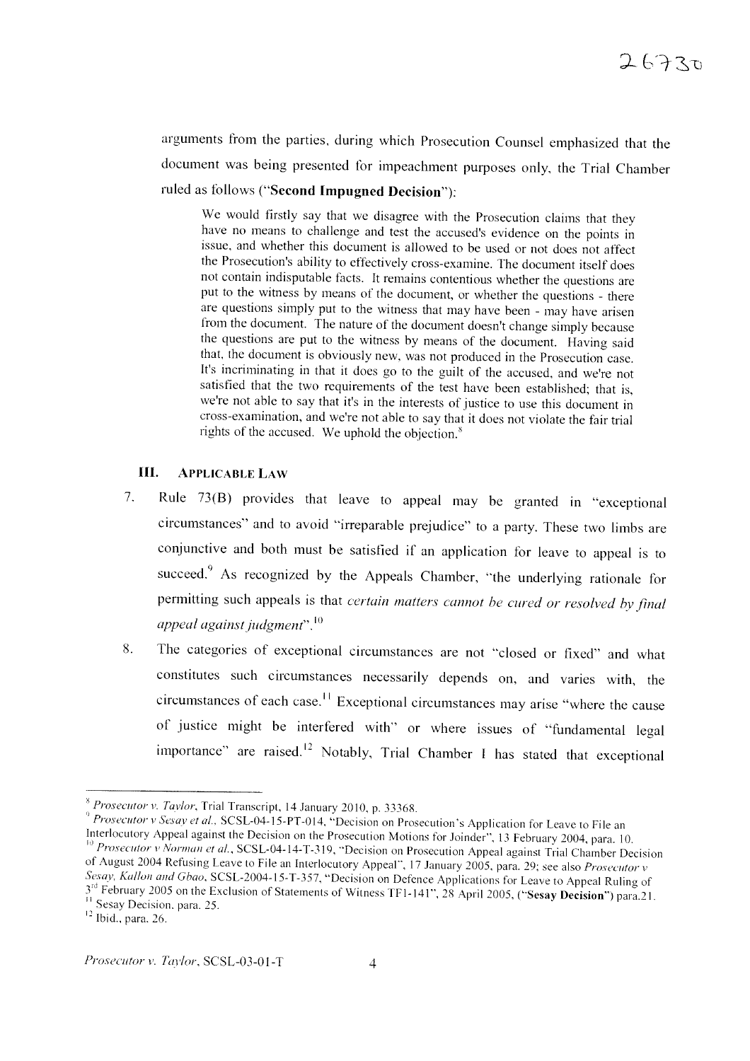arguments from the parties, during which Prosecution Counsel emphasized that the document was being presented for impeachment purposes only, the Trial Chamber ruled as follows ("**Second Impugned Decision**"):

> We would firstly say that we disagree with the Prosecution claims that they have no means to challenge and test the accused's evidence on the points in issue, and whether this document is allowed to be used or not does not affect the Prosecution's ability to effectively cross-examine. The document itself does not contain indisputable facts. It remains contentious whether the questions are put to the witness by means of the document, or whether the questions - there are questions simply put to the witness that may have been - may have arisen from the document. The nature of the document doesn't change simply because the questions are put to the witness by means of the document. Having said that, the document is obviously new, was not produced in the Prosecution case. It's incriminating in that it does go to the guilt of the accused, and we're not satisfied that the two requirements of the test have been established; that is, we're not able to say that it's in the interests of justice to use this document in cross-examination, and we're not able to say that it does not violate the fair trial rights of the accused. We uphold the objection.[8]

## III. APPLICABLE LAW

7. Rule 73(B) provides that leave to appeal may be granted in "exceptional circumstances" and to avoid "irreparable prejudice" to a party. These two limbs are conjunctive and both must be satisfied if an application for leave to appeal is to succeed.[9] As recognized by the Appeals Chamber, "the underlying rationale for permitting such appeals is that *certain matters cannot be cured or resolved by final appeal against judgment*".[10]

8. The categories of exceptional circumstances are not "closed or fixed" and what constitutes such circumstances necessarily depends on, and varies with, the circumstances of each case.[11] Exceptional circumstances may arise "where the cause of justice might be interfered with" or where issues of "fundamental legal importance" are raised.[12] Notably, Trial Chamber I has stated that exceptional

---

[8] *Prosecutor v. Taylor*, Trial Transcript, 14 January 2010, p. 33368.

[9] *Prosecutor v Sesay et al.*, SCSL-04-15-PT-014, "Decision on Prosecution's Application for Leave to File an Interlocutory Appeal against the Decision on the Prosecution Motions for Joinder", 13 February 2004, para. 10.

[10] *Prosecutor v Norman et al.*, SCSL-04-14-T-319, "Decision on Prosecution Appeal against Trial Chamber Decision of August 2004 Refusing Leave to File an Interlocutory Appeal", 17 January 2005, para. 29; see also *Prosecutor v Sesay, Kallon and Gbao*, SCSL-2004-15-T-357, "Decision on Defence Applications for Leave to Appeal Ruling of 3rd February 2005 on the Exclusion of Statements of Witness TF1-141", 28 April 2005, ("**Sesay Decision**") para.21.

[11] Sesay Decision, para. 25.

[12] Ibid., para. 26.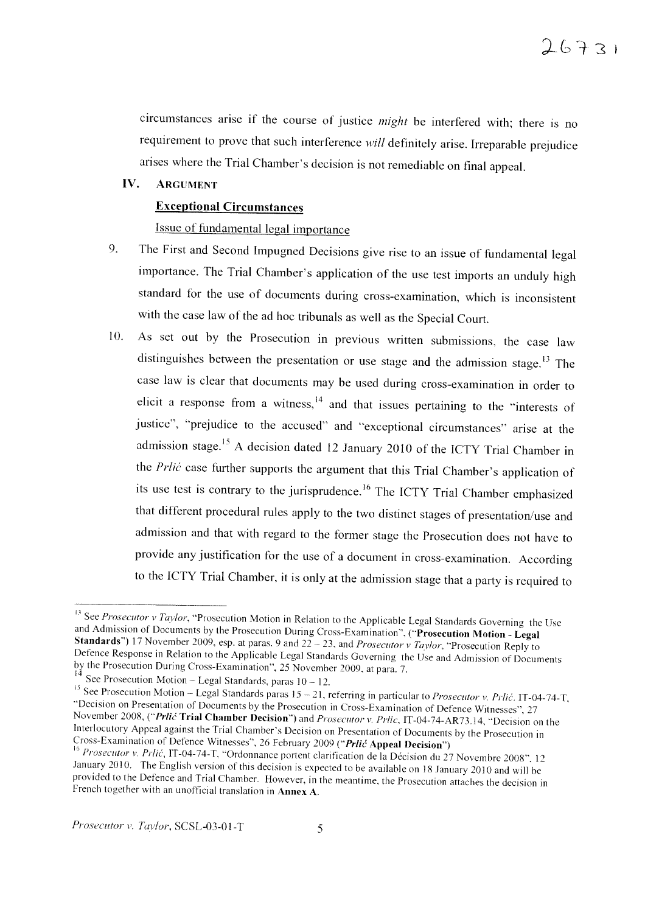circumstances arise if the course of justice *might* be interfered with; there is no requirement to prove that such interference *will* definitely arise. Irreparable prejudice arises where the Trial Chamber's decision is not remediable on final appeal.

## IV. ARGUMENT

### Exceptional Circumstances

Issue of fundamental legal importance

9. The First and Second Impugned Decisions give rise to an issue of fundamental legal importance. The Trial Chamber's application of the use test imports an unduly high standard for the use of documents during cross-examination, which is inconsistent with the case law of the ad hoc tribunals as well as the Special Court.

10. As set out by the Prosecution in previous written submissions, the case law distinguishes between the presentation or use stage and the admission stage.[13] The case law is clear that documents may be used during cross-examination in order to elicit a response from a witness,[14] and that issues pertaining to the "interests of justice", "prejudice to the accused" and "exceptional circumstances" arise at the admission stage.[15] A decision dated 12 January 2010 of the ICTY Trial Chamber in the *Prlić* case further supports the argument that this Trial Chamber's application of its use test is contrary to the jurisprudence.[16] The ICTY Trial Chamber emphasized that different procedural rules apply to the two distinct stages of presentation/use and admission and that with regard to the former stage the Prosecution does not have to provide any justification for the use of a document in cross-examination. According to the ICTY Trial Chamber, it is only at the admission stage that a party is required to

---

[13] See *Prosecutor v Taylor*, "Prosecution Motion in Relation to the Applicable Legal Standards Governing the Use and Admission of Documents by the Prosecution During Cross-Examination", ("**Prosecution Motion - Legal Standards**") 17 November 2009, esp. at paras. 9 and 22 – 23, and *Prosecutor v Taylor*, "Prosecution Reply to Defence Response in Relation to the Applicable Legal Standards Governing the Use and Admission of Documents by the Prosecution During Cross-Examination", 25 November 2009, at para. 7.

[14] See Prosecution Motion – Legal Standards, paras 10 – 12.

[15] See Prosecution Motion – Legal Standards paras 15 – 21, referring in particular to *Prosecutor v. Prlić*, IT-04-74-T, "Decision on Presentation of Documents by the Prosecution in Cross-Examination of Defence Witnesses", 27 November 2008, ("***Prlić* Trial Chamber Decision**") and *Prosecutor v. Prlic*, IT-04-74-AR73.14, "Decision on the Interlocutory Appeal against the Trial Chamber's Decision on Presentation of Documents by the Prosecution in Cross-Examination of Defence Witnesses", 26 February 2009 ("***Prlić* Appeal Decision**")

[16] *Prosecutor v. Prlić*, IT-04-74-T, "Ordonnance portent clarification de la Décision du 27 Novembre 2008", 12 January 2010. The English version of this decision is expected to be available on 18 January 2010 and will be provided to the Defence and Trial Chamber. However, in the meantime, the Prosecution attaches the decision in French together with an unofficial translation in **Annex A**.